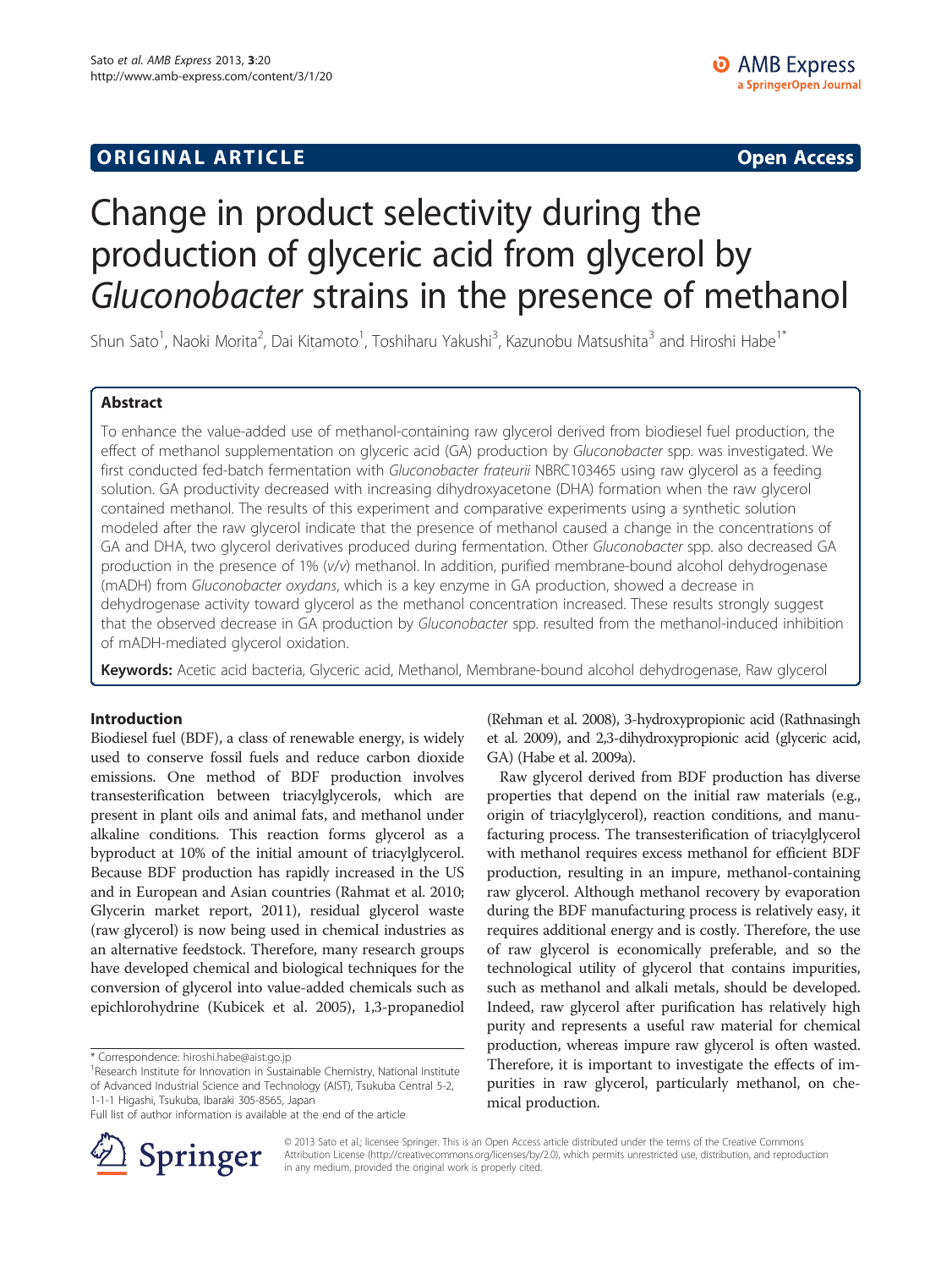**ORIGINAL ARTICLE** **Open Access**

# Change in product selectivity during the production of glyceric acid from glycerol by *Gluconobacter* strains in the presence of methanol

Shun Sato[1], Naoki Morita[2], Dai Kitamoto[1], Toshiharu Yakushi[3], Kazunobu Matsushita[3] and Hiroshi Habe[1*]

## Abstract

To enhance the value-added use of methanol-containing raw glycerol derived from biodiesel fuel production, the effect of methanol supplementation on glyceric acid (GA) production by *Gluconobacter* spp. was investigated. We first conducted fed-batch fermentation with *Gluconobacter frateurii* NBRC103465 using raw glycerol as a feeding solution. GA productivity decreased with increasing dihydroxyacetone (DHA) formation when the raw glycerol contained methanol. The results of this experiment and comparative experiments using a synthetic solution modeled after the raw glycerol indicate that the presence of methanol caused a change in the concentrations of GA and DHA, two glycerol derivatives produced during fermentation. Other *Gluconobacter* spp. also decreased GA production in the presence of 1% (*v/v*) methanol. In addition, purified membrane-bound alcohol dehydrogenase (mADH) from *Gluconobacter oxydans*, which is a key enzyme in GA production, showed a decrease in dehydrogenase activity toward glycerol as the methanol concentration increased. These results strongly suggest that the observed decrease in GA production by *Gluconobacter* spp. resulted from the methanol-induced inhibition of mADH-mediated glycerol oxidation.

**Keywords:** Acetic acid bacteria, Glyceric acid, Methanol, Membrane-bound alcohol dehydrogenase, Raw glycerol

## Introduction

Biodiesel fuel (BDF), a class of renewable energy, is widely used to conserve fossil fuels and reduce carbon dioxide emissions. One method of BDF production involves transesterification between triacylglycerols, which are present in plant oils and animal fats, and methanol under alkaline conditions. This reaction forms glycerol as a byproduct at 10% of the initial amount of triacylglycerol. Because BDF production has rapidly increased in the US and in European and Asian countries (Rahmat et al. 2010; Glycerin market report, 2011), residual glycerol waste (raw glycerol) is now being used in chemical industries as an alternative feedstock. Therefore, many research groups have developed chemical and biological techniques for the conversion of glycerol into value-added chemicals such as epichlorohydrine (Kubicek et al. 2005), 1,3-propanediol (Rehman et al. 2008), 3-hydroxypropionic acid (Rathnasingh et al. 2009), and 2,3-dihydroxypropionic acid (glyceric acid, GA) (Habe et al. 2009a).

Raw glycerol derived from BDF production has diverse properties that depend on the initial raw materials (e.g., origin of triacylglycerol), reaction conditions, and manufacturing process. The transesterification of triacylglycerol with methanol requires excess methanol for efficient BDF production, resulting in an impure, methanol-containing raw glycerol. Although methanol recovery by evaporation during the BDF manufacturing process is relatively easy, it requires additional energy and is costly. Therefore, the use of raw glycerol is economically preferable, and so the technological utility of glycerol that contains impurities, such as methanol and alkali metals, should be developed. Indeed, raw glycerol after purification has relatively high purity and represents a useful raw material for chemical production, whereas impure raw glycerol is often wasted. Therefore, it is important to investigate the effects of impurities in raw glycerol, particularly methanol, on chemical production.

\* Correspondence: hiroshi.habe@aist.go.jp
[1]Research Institute for Innovation in Sustainable Chemistry, National Institute of Advanced Industrial Science and Technology (AIST), Tsukuba Central 5-2, 1-1-1 Higashi, Tsukuba, Ibaraki 305-8565, Japan
Full list of author information is available at the end of the article

© 2013 Sato et al.; licensee Springer. This is an Open Access article distributed under the terms of the Creative Commons Attribution License (http://creativecommons.org/licenses/by/2.0), which permits unrestricted use, distribution, and reproduction in any medium, provided the original work is properly cited.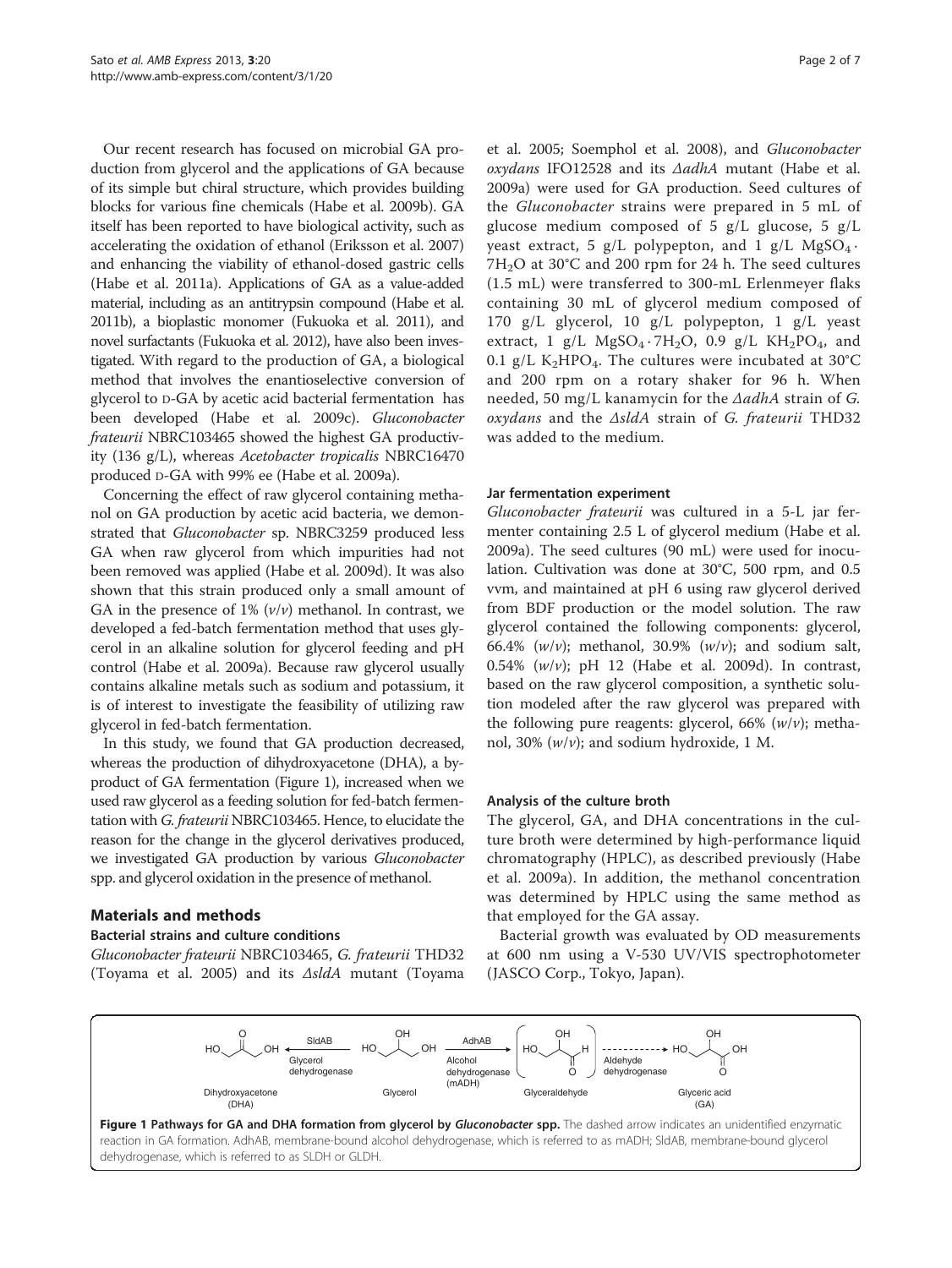Our recent research has focused on microbial GA production from glycerol and the applications of GA because of its simple but chiral structure, which provides building blocks for various fine chemicals (Habe et al. 2009b). GA itself has been reported to have biological activity, such as accelerating the oxidation of ethanol (Eriksson et al. 2007) and enhancing the viability of ethanol-dosed gastric cells (Habe et al. 2011a). Applications of GA as a value-added material, including as an antitrypsin compound (Habe et al. 2011b), a bioplastic monomer (Fukuoka et al. 2011), and novel surfactants (Fukuoka et al. 2012), have also been investigated. With regard to the production of GA, a biological method that involves the enantioselective conversion of glycerol to D-GA by acetic acid bacterial fermentation has been developed (Habe et al. 2009c). *Gluconobacter frateurii* NBRC103465 showed the highest GA productivity (136 g/L), whereas *Acetobacter tropicalis* NBRC16470 produced D-GA with 99% ee (Habe et al. 2009a).

Concerning the effect of raw glycerol containing methanol on GA production by acetic acid bacteria, we demonstrated that *Gluconobacter* sp. NBRC3259 produced less GA when raw glycerol from which impurities had not been removed was applied (Habe et al. 2009d). It was also shown that this strain produced only a small amount of GA in the presence of 1% (*v*/*v*) methanol. In contrast, we developed a fed-batch fermentation method that uses glycerol in an alkaline solution for glycerol feeding and pH control (Habe et al. 2009a). Because raw glycerol usually contains alkaline metals such as sodium and potassium, it is of interest to investigate the feasibility of utilizing raw glycerol in fed-batch fermentation.

In this study, we found that GA production decreased, whereas the production of dihydroxyacetone (DHA), a by-product of GA fermentation (Figure 1), increased when we used raw glycerol as a feeding solution for fed-batch fermentation with *G. frateurii* NBRC103465. Hence, to elucidate the reason for the change in the glycerol derivatives produced, we investigated GA production by various *Gluconobacter* spp. and glycerol oxidation in the presence of methanol.

## Materials and methods

### Bacterial strains and culture conditions

*Gluconobacter frateurii* NBRC103465, *G. frateurii* THD32 (Toyama et al. 2005) and its Δ*sldA* mutant (Toyama et al. 2005; Soemphol et al. 2008), and *Gluconobacter oxydans* IFO12528 and its Δ*adhA* mutant (Habe et al. 2009a) were used for GA production. Seed cultures of the *Gluconobacter* strains were prepared in 5 mL of glucose medium composed of 5 g/L glucose, 5 g/L yeast extract, 5 g/L polypepton, and 1 g/L $MgSO_4 \cdot 7H_2O$ at 30°C and 200 rpm for 24 h. The seed cultures (1.5 mL) were transferred to 300-mL Erlenmeyer flaks containing 30 mL of glycerol medium composed of 170 g/L glycerol, 10 g/L polypepton, 1 g/L yeast extract, 1 g/L $MgSO_4 \cdot 7H_2O$, 0.9 g/L $KH_2PO_4$, and 0.1 g/L $K_2HPO_4$. The cultures were incubated at 30°C and 200 rpm on a rotary shaker for 96 h. When needed, 50 mg/L kanamycin for the Δ*adhA* strain of *G. oxydans* and the Δ*sldA* strain of *G. frateurii* THD32 was added to the medium.

### Jar fermentation experiment

*Gluconobacter frateurii* was cultured in a 5-L jar fermenter containing 2.5 L of glycerol medium (Habe et al. 2009a). The seed cultures (90 mL) were used for inoculation. Cultivation was done at 30°C, 500 rpm, and 0.5 vvm, and maintained at pH 6 using raw glycerol derived from BDF production or the model solution. The raw glycerol contained the following components: glycerol, 66.4% (*w*/*v*); methanol, 30.9% (*w*/*v*); and sodium salt, 0.54% (*w*/*v*); pH 12 (Habe et al. 2009d). In contrast, based on the raw glycerol composition, a synthetic solution modeled after the raw glycerol was prepared with the following pure reagents: glycerol, 66% (*w*/*v*); methanol, 30% (*w*/*v*); and sodium hydroxide, 1 M.

### Analysis of the culture broth

The glycerol, GA, and DHA concentrations in the culture broth were determined by high-performance liquid chromatography (HPLC), as described previously (Habe et al. 2009a). In addition, the methanol concentration was determined by HPLC using the same method as that employed for the GA assay.

Bacterial growth was evaluated by OD measurements at 600 nm using a V-530 UV/VIS spectrophotometer (JASCO Corp., Tokyo, Japan).

**Figure 1 Pathways for GA and DHA formation from glycerol by *Gluconobacter* spp.** The dashed arrow indicates an unidentified enzymatic reaction in GA formation. AdhAB, membrane-bound alcohol dehydrogenase, which is referred to as mADH; SldAB, membrane-bound glycerol dehydrogenase, which is referred to as SLDH or GLDH.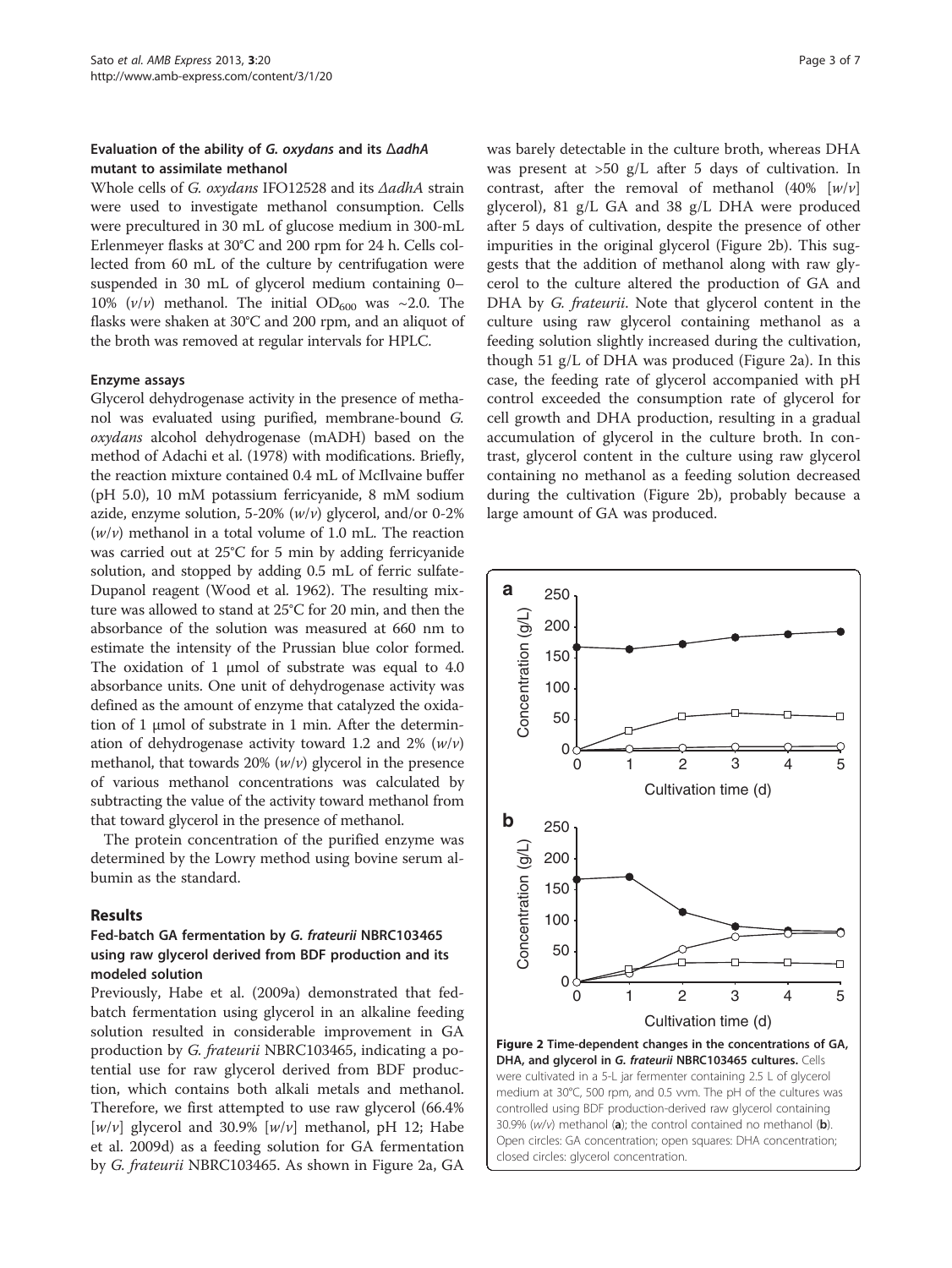### Evaluation of the ability of *G. oxydans* and its Δ*adhA* mutant to assimilate methanol

Whole cells of *G. oxydans* IFO12528 and its Δ*adhA* strain were used to investigate methanol consumption. Cells were precultured in 30 mL of glucose medium in 300-mL Erlenmeyer flasks at 30°C and 200 rpm for 24 h. Cells collected from 60 mL of the culture by centrifugation were suspended in 30 mL of glycerol medium containing 0–10% (*v*/*v*) methanol. The initial $OD_{600}$ was ~2.0. The flasks were shaken at 30°C and 200 rpm, and an aliquot of the broth was removed at regular intervals for HPLC.

### Enzyme assays

Glycerol dehydrogenase activity in the presence of methanol was evaluated using purified, membrane-bound *G. oxydans* alcohol dehydrogenase (mADH) based on the method of Adachi et al. (1978) with modifications. Briefly, the reaction mixture contained 0.4 mL of McIlvaine buffer (pH 5.0), 10 mM potassium ferricyanide, 8 mM sodium azide, enzyme solution, 5-20% (*w*/*v*) glycerol, and/or 0-2% (*w*/*v*) methanol in a total volume of 1.0 mL. The reaction was carried out at 25°C for 5 min by adding ferricyanide solution, and stopped by adding 0.5 mL of ferric sulfate-Dupanol reagent (Wood et al. 1962). The resulting mixture was allowed to stand at 25°C for 20 min, and then the absorbance of the solution was measured at 660 nm to estimate the intensity of the Prussian blue color formed. The oxidation of 1 μmol of substrate was equal to 4.0 absorbance units. One unit of dehydrogenase activity was defined as the amount of enzyme that catalyzed the oxidation of 1 μmol of substrate in 1 min. After the determination of dehydrogenase activity toward 1.2 and 2% (*w*/*v*) methanol, that towards 20% (*w*/*v*) glycerol in the presence of various methanol concentrations was calculated by subtracting the value of the activity toward methanol from that toward glycerol in the presence of methanol.

The protein concentration of the purified enzyme was determined by the Lowry method using bovine serum albumin as the standard.

## Results

### Fed-batch GA fermentation by *G. frateurii* NBRC103465 using raw glycerol derived from BDF production and its modeled solution

Previously, Habe et al. (2009a) demonstrated that fed-batch fermentation using glycerol in an alkaline feeding solution resulted in considerable improvement in GA production by *G. frateurii* NBRC103465, indicating a potential use for raw glycerol derived from BDF production, which contains both alkali metals and methanol. Therefore, we first attempted to use raw glycerol (66.4% [*w*/*v*] glycerol and 30.9% [*w*/*v*] methanol, pH 12; Habe et al. 2009d) as a feeding solution for GA fermentation by *G. frateurii* NBRC103465. As shown in Figure 2a, GA was barely detectable in the culture broth, whereas DHA was present at >50 g/L after 5 days of cultivation. In contrast, after the removal of methanol (40% [*w*/*v*] glycerol), 81 g/L GA and 38 g/L DHA were produced after 5 days of cultivation, despite the presence of other impurities in the original glycerol (Figure 2b). This suggests that the addition of methanol along with raw glycerol to the culture altered the production of GA and DHA by *G. frateurii*. Note that glycerol content in the culture using raw glycerol containing methanol as a feeding solution slightly increased during the cultivation, though 51 g/L of DHA was produced (Figure 2a). In this case, the feeding rate of glycerol accompanied with pH control exceeded the consumption rate of glycerol for cell growth and DHA production, resulting in a gradual accumulation of glycerol in the culture broth. In contrast, glycerol content in the culture using raw glycerol containing no methanol as a feeding solution decreased during the cultivation (Figure 2b), probably because a large amount of GA was produced.

**Figure 2 Time-dependent changes in the concentrations of GA, DHA, and glycerol in *G. frateurii* NBRC103465 cultures.** Cells were cultivated in a 5-L jar fermenter containing 2.5 L of glycerol medium at 30°C, 500 rpm, and 0.5 vvm. The pH of the cultures was controlled using BDF production-derived raw glycerol containing 30.9% (*w*/*v*) methanol (**a**); the control contained no methanol (**b**). Open circles: GA concentration; open squares: DHA concentration; closed circles: glycerol concentration.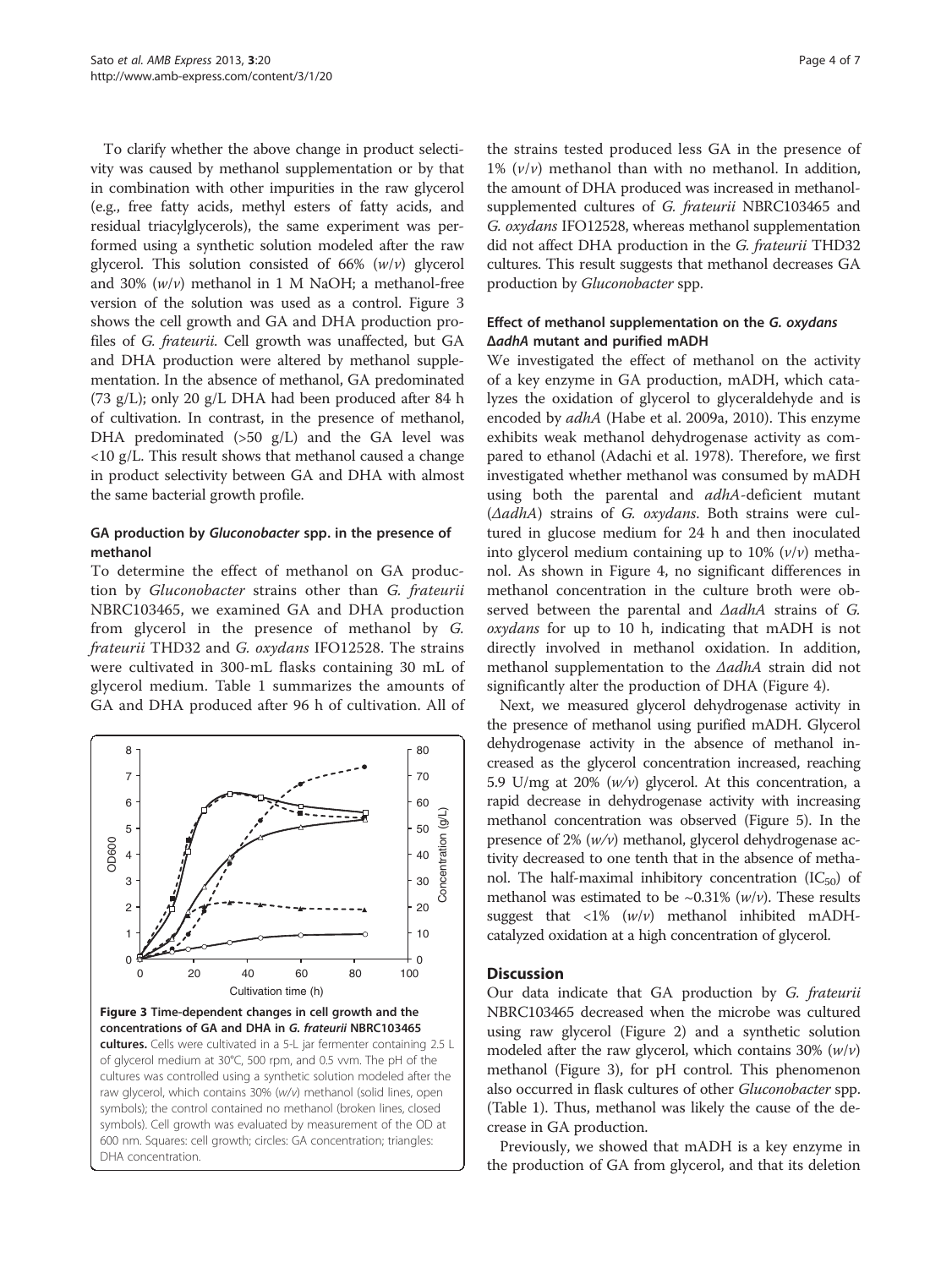To clarify whether the above change in product selectivity was caused by methanol supplementation or by that in combination with other impurities in the raw glycerol (e.g., free fatty acids, methyl esters of fatty acids, and residual triacylglycerols), the same experiment was performed using a synthetic solution modeled after the raw glycerol. This solution consisted of 66% (*w/v*) glycerol and 30% (*w/v*) methanol in 1 M NaOH; a methanol-free version of the solution was used as a control. Figure 3 shows the cell growth and GA and DHA production profiles of *G. frateurii*. Cell growth was unaffected, but GA and DHA production were altered by methanol supplementation. In the absence of methanol, GA predominated (73 g/L); only 20 g/L DHA had been produced after 84 h of cultivation. In contrast, in the presence of methanol, DHA predominated (>50 g/L) and the GA level was <10 g/L. This result shows that methanol caused a change in product selectivity between GA and DHA with almost the same bacterial growth profile.

### GA production by *Gluconobacter* spp. in the presence of methanol

To determine the effect of methanol on GA production by *Gluconobacter* strains other than *G. frateurii* NBRC103465, we examined GA and DHA production from glycerol in the presence of methanol by *G. frateurii* THD32 and *G. oxydans* IFO12528. The strains were cultivated in 300-mL flasks containing 30 mL of glycerol medium. Table 1 summarizes the amounts of GA and DHA produced after 96 h of cultivation. All of the strains tested produced less GA in the presence of 1% (*v/v*) methanol than with no methanol. In addition, the amount of DHA produced was increased in methanol-supplemented cultures of *G. frateurii* NBRC103465 and *G. oxydans* IFO12528, whereas methanol supplementation did not affect DHA production in the *G. frateurii* THD32 cultures. This result suggests that methanol decreases GA production by *Gluconobacter* spp.

**Figure 3 Time-dependent changes in cell growth and the concentrations of GA and DHA in *G. frateurii* NBRC103465 cultures.** Cells were cultivated in a 5-L jar fermenter containing 2.5 L of glycerol medium at 30°C, 500 rpm, and 0.5 vvm. The pH of the cultures was controlled using a synthetic solution modeled after the raw glycerol, which contains 30% (*w/v*) methanol (solid lines, open symbols); the control contained no methanol (broken lines, closed symbols). Cell growth was evaluated by measurement of the OD at 600 nm. Squares: cell growth; circles: GA concentration; triangles: DHA concentration.

### Effect of methanol supplementation on the *G. oxydans* Δ*adhA* mutant and purified mADH

We investigated the effect of methanol on the activity of a key enzyme in GA production, mADH, which catalyzes the oxidation of glycerol to glyceraldehyde and is encoded by *adhA* (Habe et al. 2009a, 2010). This enzyme exhibits weak methanol dehydrogenase activity as compared to ethanol (Adachi et al. 1978). Therefore, we first investigated whether methanol was consumed by mADH using both the parental and *adhA*-deficient mutant (Δ*adhA*) strains of *G. oxydans*. Both strains were cultured in glucose medium for 24 h and then inoculated into glycerol medium containing up to 10% (*v/v*) methanol. As shown in Figure 4, no significant differences in methanol concentration in the culture broth were observed between the parental and Δ*adhA* strains of *G. oxydans* for up to 10 h, indicating that mADH is not directly involved in methanol oxidation. In addition, methanol supplementation to the Δ*adhA* strain did not significantly alter the production of DHA (Figure 4).

Next, we measured glycerol dehydrogenase activity in the presence of methanol using purified mADH. Glycerol dehydrogenase activity in the absence of methanol increased as the glycerol concentration increased, reaching 5.9 U/mg at 20% (*w/v*) glycerol. At this concentration, a rapid decrease in dehydrogenase activity with increasing methanol concentration was observed (Figure 5). In the presence of 2% (*w/v*) methanol, glycerol dehydrogenase activity decreased to one tenth that in the absence of methanol. The half-maximal inhibitory concentration ($IC_{50}$) of methanol was estimated to be ~0.31% (*w/v*). These results suggest that <1% (*w/v*) methanol inhibited mADH-catalyzed oxidation at a high concentration of glycerol.

## Discussion

Our data indicate that GA production by *G. frateurii* NBRC103465 decreased when the microbe was cultured using raw glycerol (Figure 2) and a synthetic solution modeled after the raw glycerol, which contains 30% (*w/v*) methanol (Figure 3), for pH control. This phenomenon also occurred in flask cultures of other *Gluconobacter* spp. (Table 1). Thus, methanol was likely the cause of the decrease in GA production.

Previously, we showed that mADH is a key enzyme in the production of GA from glycerol, and that its deletion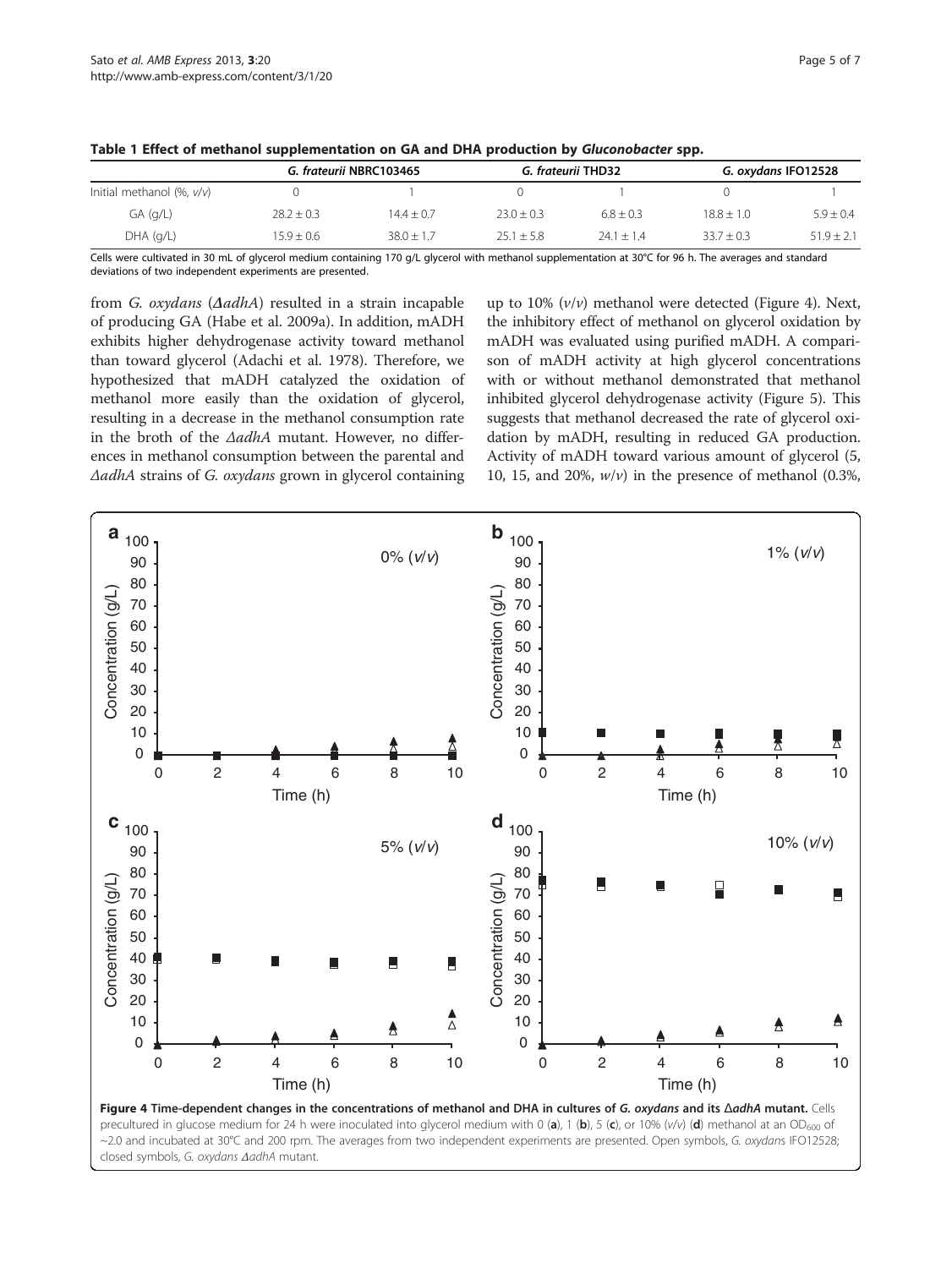**Table 1 Effect of methanol supplementation on GA and DHA production by *Gluconobacter* spp.**

| | *G. frateurii* NBRC103465 | | *G. frateurii* THD32 | | *G. oxydans* IFO12528 | |
|---|---|---|---|---|---|---|
| Initial methanol (%, *v/v*) | 0 | 1 | 0 | 1 | 0 | 1 |
| GA (g/L) | 28.2 ± 0.3 | 14.4 ± 0.7 | 23.0 ± 0.3 | 6.8 ± 0.3 | 18.8 ± 1.0 | 5.9 ± 0.4 |
| DHA (g/L) | 15.9 ± 0.6 | 38.0 ± 1.7 | 25.1 ± 5.8 | 24.1 ± 1.4 | 33.7 ± 0.3 | 51.9 ± 2.1 |

Cells were cultivated in 30 mL of glycerol medium containing 170 g/L glycerol with methanol supplementation at 30°C for 96 h. The averages and standard deviations of two independent experiments are presented.

from *G. oxydans* (*ΔadhA*) resulted in a strain incapable of producing GA (Habe et al. 2009a). In addition, mADH exhibits higher dehydrogenase activity toward methanol than toward glycerol (Adachi et al. 1978). Therefore, we hypothesized that mADH catalyzed the oxidation of methanol more easily than the oxidation of glycerol, resulting in a decrease in the methanol consumption rate in the broth of the *ΔadhA* mutant. However, no differences in methanol consumption between the parental and *ΔadhA* strains of *G. oxydans* grown in glycerol containing up to 10% (*v*/*v*) methanol were detected (Figure 4). Next, the inhibitory effect of methanol on glycerol oxidation by mADH was evaluated using purified mADH. A comparison of mADH activity at high glycerol concentrations with or without methanol demonstrated that methanol inhibited glycerol dehydrogenase activity (Figure 5). This suggests that methanol decreased the rate of glycerol oxidation by mADH, resulting in reduced GA production. Activity of mADH toward various amount of glycerol (5, 10, 15, and 20%, *w*/*v*) in the presence of methanol (0.3%,

**Figure 4 Time-dependent changes in the concentrations of methanol and DHA in cultures of *G. oxydans* and its Δ*adhA* mutant.** Cells precultured in glucose medium for 24 h were inoculated into glycerol medium with 0 (**a**), 1 (**b**), 5 (**c**), or 10% (*v/v*) (**d**) methanol at an $OD_{600}$ of ~2.0 and incubated at 30°C and 200 rpm. The averages from two independent experiments are presented. Open symbols, *G. oxydans* IFO12528; closed symbols, *G. oxydans* Δ*adhA* mutant.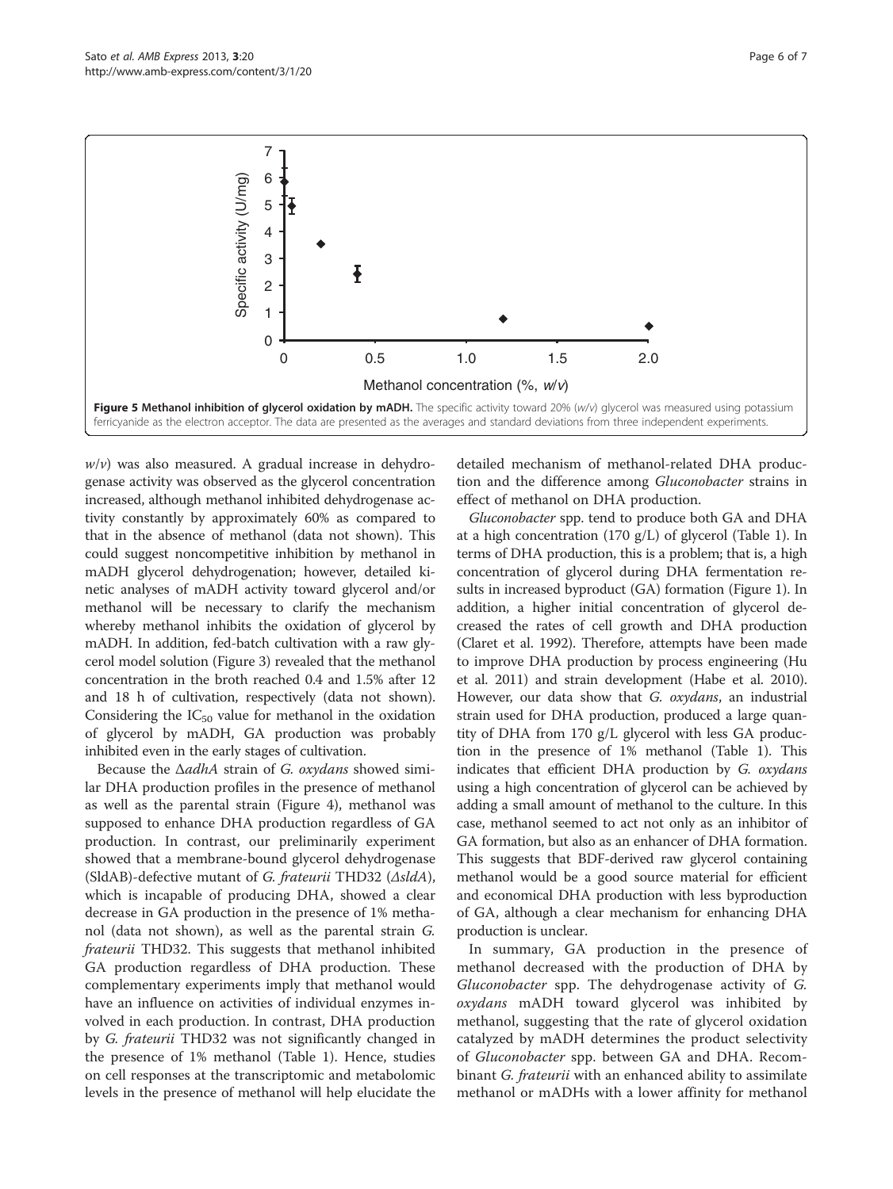**Figure 5 Methanol inhibition of glycerol oxidation by mADH.** The specific activity toward 20% (*w/v*) glycerol was measured using potassium ferricyanide as the electron acceptor. The data are presented as the averages and standard deviations from three independent experiments.

*w/v*) was also measured. A gradual increase in dehydrogenase activity was observed as the glycerol concentration increased, although methanol inhibited dehydrogenase activity constantly by approximately 60% as compared to that in the absence of methanol (data not shown). This could suggest noncompetitive inhibition by methanol in mADH glycerol dehydrogenation; however, detailed kinetic analyses of mADH activity toward glycerol and/or methanol will be necessary to clarify the mechanism whereby methanol inhibits the oxidation of glycerol by mADH. In addition, fed-batch cultivation with a raw glycerol model solution (Figure 3) revealed that the methanol concentration in the broth reached 0.4 and 1.5% after 12 and 18 h of cultivation, respectively (data not shown). Considering the $IC_{50}$ value for methanol in the oxidation of glycerol by mADH, GA production was probably inhibited even in the early stages of cultivation.

Because the Δ*adhA* strain of *G. oxydans* showed similar DHA production profiles in the presence of methanol as well as the parental strain (Figure 4), methanol was supposed to enhance DHA production regardless of GA production. In contrast, our preliminarily experiment showed that a membrane-bound glycerol dehydrogenase (SldAB)-defective mutant of *G. frateurii* THD32 (Δ*sldA*), which is incapable of producing DHA, showed a clear decrease in GA production in the presence of 1% methanol (data not shown), as well as the parental strain *G. frateurii* THD32. This suggests that methanol inhibited GA production regardless of DHA production. These complementary experiments imply that methanol would have an influence on activities of individual enzymes involved in each production. In contrast, DHA production by *G. frateurii* THD32 was not significantly changed in the presence of 1% methanol (Table 1). Hence, studies on cell responses at the transcriptomic and metabolomic levels in the presence of methanol will help elucidate the detailed mechanism of methanol-related DHA production and the difference among *Gluconobacter* strains in effect of methanol on DHA production.

*Gluconobacter* spp. tend to produce both GA and DHA at a high concentration (170 g/L) of glycerol (Table 1). In terms of DHA production, this is a problem; that is, a high concentration of glycerol during DHA fermentation results in increased byproduct (GA) formation (Figure 1). In addition, a higher initial concentration of glycerol decreased the rates of cell growth and DHA production (Claret et al. 1992). Therefore, attempts have been made to improve DHA production by process engineering (Hu et al. 2011) and strain development (Habe et al. 2010). However, our data show that *G. oxydans*, an industrial strain used for DHA production, produced a large quantity of DHA from 170 g/L glycerol with less GA production in the presence of 1% methanol (Table 1). This indicates that efficient DHA production by *G. oxydans* using a high concentration of glycerol can be achieved by adding a small amount of methanol to the culture. In this case, methanol seemed to act not only as an inhibitor of GA formation, but also as an enhancer of DHA formation. This suggests that BDF-derived raw glycerol containing methanol would be a good source material for efficient and economical DHA production with less byproduction of GA, although a clear mechanism for enhancing DHA production is unclear.

In summary, GA production in the presence of methanol decreased with the production of DHA by *Gluconobacter* spp. The dehydrogenase activity of *G. oxydans* mADH toward glycerol was inhibited by methanol, suggesting that the rate of glycerol oxidation catalyzed by mADH determines the product selectivity of *Gluconobacter* spp. between GA and DHA. Recombinant *G. frateurii* with an enhanced ability to assimilate methanol or mADHs with a lower affinity for methanol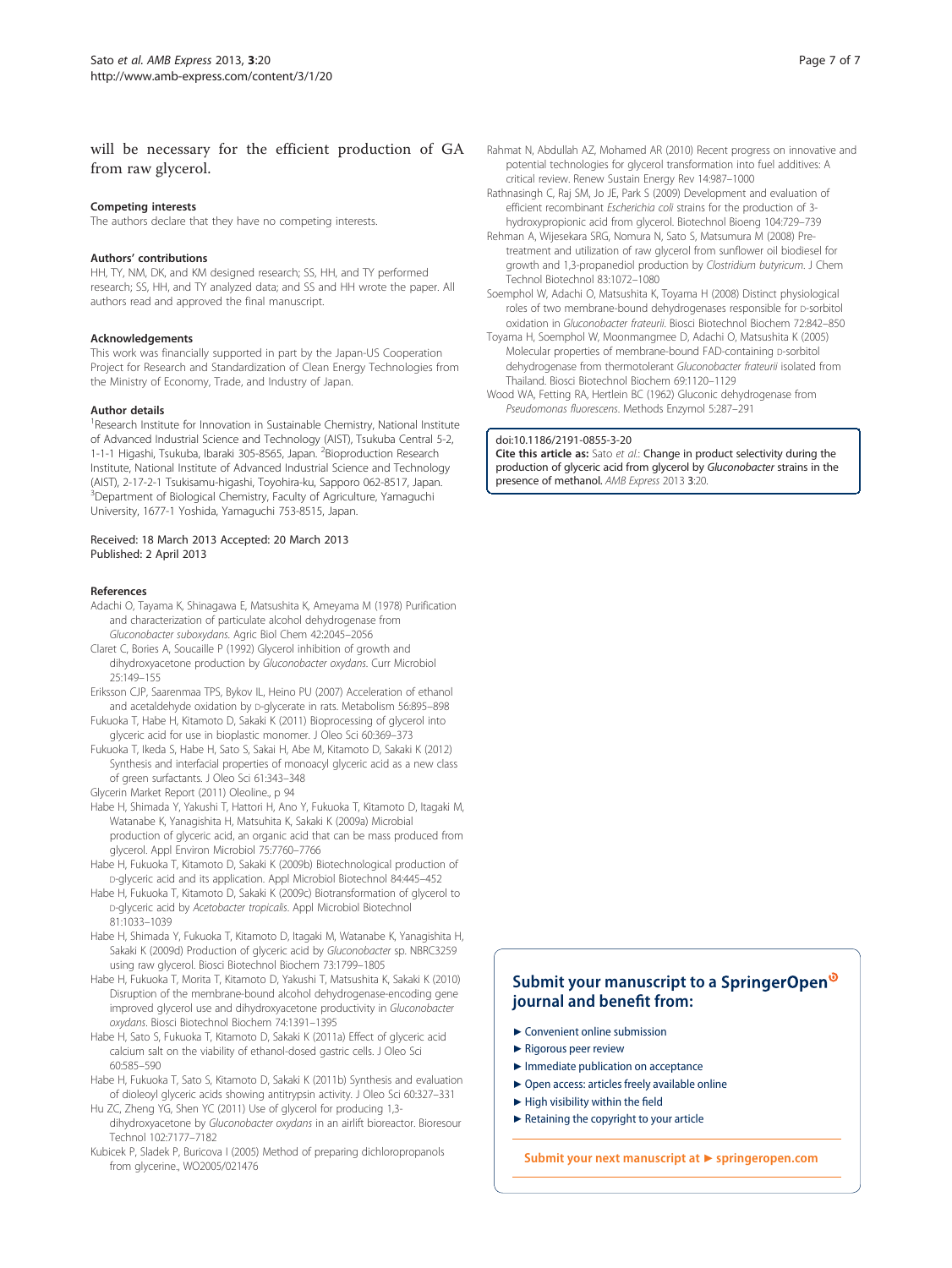will be necessary for the efficient production of GA from raw glycerol.

#### Competing interests
The authors declare that they have no competing interests.

#### Authors' contributions
HH, TY, NM, DK, and KM designed research; SS, HH, and TY performed research; SS, HH, and TY analyzed data; and SS and HH wrote the paper. All authors read and approved the final manuscript.

#### Acknowledgements
This work was financially supported in part by the Japan-US Cooperation Project for Research and Standardization of Clean Energy Technologies from the Ministry of Economy, Trade, and Industry of Japan.

#### Author details
[1]Research Institute for Innovation in Sustainable Chemistry, National Institute of Advanced Industrial Science and Technology (AIST), Tsukuba Central 5-2, 1-1-1 Higashi, Tsukuba, Ibaraki 305-8565, Japan. [2]Bioproduction Research Institute, National Institute of Advanced Industrial Science and Technology (AIST), 2-17-2-1 Tsukisamu-higashi, Toyohira-ku, Sapporo 062-8517, Japan. [3]Department of Biological Chemistry, Faculty of Agriculture, Yamaguchi University, 1677-1 Yoshida, Yamaguchi 753-8515, Japan.

Received: 18 March 2013 Accepted: 20 March 2013
Published: 2 April 2013

#### References
Adachi O, Tayama K, Shinagawa E, Matsushita K, Ameyama M (1978) Purification and characterization of particulate alcohol dehydrogenase from *Gluconobacter suboxydans*. Agric Biol Chem 42:2045–2056

Claret C, Bories A, Soucaille P (1992) Glycerol inhibition of growth and dihydroxyacetone production by *Gluconobacter oxydans*. Curr Microbiol 25:149–155

Eriksson CJP, Saarenmaa TPS, Bykov IL, Heino PU (2007) Acceleration of ethanol and acetaldehyde oxidation by D-glycerate in rats. Metabolism 56:895–898

Fukuoka T, Habe H, Kitamoto D, Sakaki K (2011) Bioprocessing of glycerol into glyceric acid for use in bioplastic monomer. J Oleo Sci 60:369–373

Fukuoka T, Ikeda S, Habe H, Sato S, Sakai H, Abe M, Kitamoto D, Sakaki K (2012) Synthesis and interfacial properties of monoacyl glyceric acid as a new class of green surfactants. J Oleo Sci 61:343–348

Glycerin Market Report (2011) Oleoline., p 94

Habe H, Shimada Y, Yakushi T, Hattori H, Ano Y, Fukuoka T, Kitamoto D, Itagaki M, Watanabe K, Yanagishita H, Matsuhita K, Sakaki K (2009a) Microbial production of glyceric acid, an organic acid that can be mass produced from glycerol. Appl Environ Microbiol 75:7760–7766

Habe H, Fukuoka T, Kitamoto D, Sakaki K (2009b) Biotechnological production of D-glyceric acid and its application. Appl Microbiol Biotechnol 84:445–452

Habe H, Fukuoka T, Kitamoto D, Sakaki K (2009c) Biotransformation of glycerol to D-glyceric acid by *Acetobacter tropicalis*. Appl Microbiol Biotechnol 81:1033–1039

Habe H, Shimada Y, Fukuoka T, Kitamoto D, Itagaki M, Watanabe K, Yanagishita H, Sakaki K (2009d) Production of glyceric acid by *Gluconobacter* sp. NBRC3259 using raw glycerol. Biosci Biotechnol Biochem 73:1799–1805

Habe H, Fukuoka T, Morita T, Kitamoto D, Yakushi T, Matsushita K, Sakaki K (2010) Disruption of the membrane-bound alcohol dehydrogenase-encoding gene improved glycerol use and dihydroxyacetone productivity in *Gluconobacter oxydans*. Biosci Biotechnol Biochem 74:1391–1395

Habe H, Sato S, Fukuoka T, Kitamoto D, Sakaki K (2011a) Effect of glyceric acid calcium salt on the viability of ethanol-dosed gastric cells. J Oleo Sci 60:585–590

Habe H, Fukuoka T, Sato S, Kitamoto D, Sakaki K (2011b) Synthesis and evaluation of dioleoyl glyceric acids showing antitrypsin activity. J Oleo Sci 60:327–331

Hu ZC, Zheng YG, Shen YC (2011) Use of glycerol for producing 1,3-dihydroxyacetone by *Gluconobacter oxydans* in an airlift bioreactor. Bioresour Technol 102:7177–7182

Kubicek P, Sladek P, Buricova I (2005) Method of preparing dichloropropanols from glycerine., WO2005/021476

Rahmat N, Abdullah AZ, Mohamed AR (2010) Recent progress on innovative and potential technologies for glycerol transformation into fuel additives: A critical review. Renew Sustain Energy Rev 14:987–1000

Rathnasingh C, Raj SM, Jo JE, Park S (2009) Development and evaluation of efficient recombinant *Escherichia coli* strains for the production of 3-hydroxypropionic acid from glycerol. Biotechnol Bioeng 104:729–739

Rehman A, Wijesekara SRG, Nomura N, Sato S, Matsumura M (2008) Pre-treatment and utilization of raw glycerol from sunflower oil biodiesel for growth and 1,3-propanediol production by *Clostridium butyricum*. J Chem Technol Biotechnol 83:1072–1080

Soemphol W, Adachi O, Matsushita K, Toyama H (2008) Distinct physiological roles of two membrane-bound dehydrogenases responsible for D-sorbitol oxidation in *Gluconobacter frateurii*. Biosci Biotechnol Biochem 72:842–850

Toyama H, Soemphol W, Moonmangmee D, Adachi O, Matsushita K (2005) Molecular properties of membrane-bound FAD-containing D-sorbitol dehydrogenase from thermotolerant *Gluconobacter frateurii* isolated from Thailand. Biosci Biotechnol Biochem 69:1120–1129

Wood WA, Fetting RA, Hertlein BC (1962) Gluconic dehydrogenase from *Pseudomonas fluorescens*. Methods Enzymol 5:287–291

doi:10.1186/2191-0855-3-20
**Cite this article as:** Sato *et al.*: Change in product selectivity during the production of glyceric acid from glycerol by *Gluconobacter* strains in the presence of methanol. *AMB Express* 2013 **3**:20.

**Submit your manuscript to a SpringerOpen journal and benefit from:**

- ► Convenient online submission
- ► Rigorous peer review
- ► Immediate publication on acceptance
- ► Open access: articles freely available online
- ► High visibility within the field
- ► Retaining the copyright to your article

**Submit your next manuscript at ► springeropen.com**